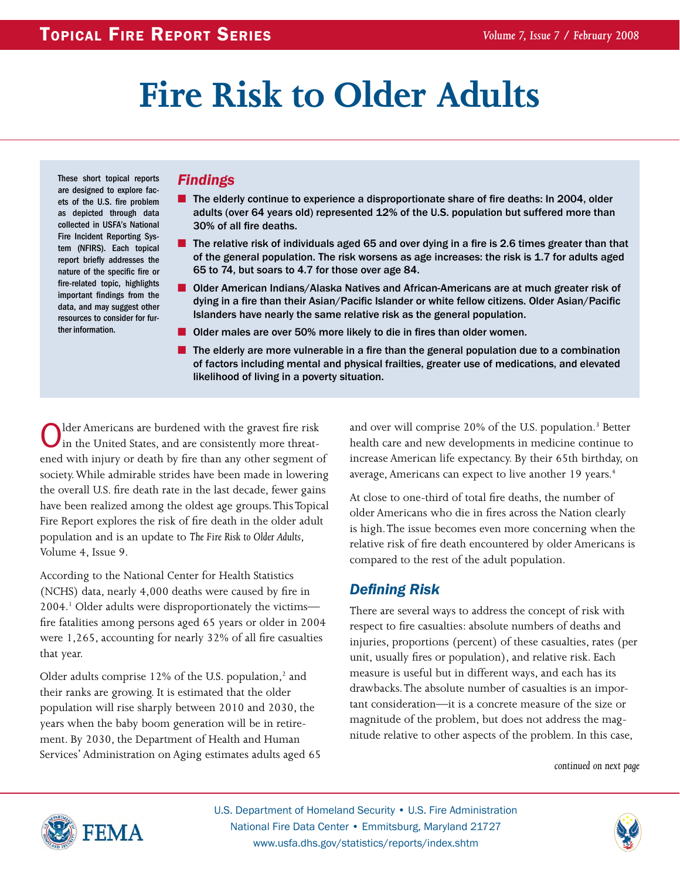# Fire Risk to Older Adults

These short topical reports are designed to explore facets of the U.S. fire problem as depicted through data collected in USFA's National Fire Incident Reporting System (NFIRS). Each topical report briefly addresses the nature of the specific fire or fire-related topic, highlights important findings from the data, and may suggest other resources to consider for further information.

## *Findings*

- **The elderly continue to experience a disproportionate share of fire deaths: In 2004, older adults (over 64 years old) represented 12% of the U.S. population but suffered more than 30% of all fire deaths.**
- **The relative risk of individuals aged 65 and over dying in a fire is 2.6 times greater than that of the general population. The risk worsens as age increases: the risk is 1.7 for adults aged 65 to 74, but soars to 4.7 for those over age 84.**
- **Older American Indians/Alaska Natives and African-Americans are at much greater risk of dying in a fire than their Asian/Pacific Islander or white fellow citizens. Older Asian/Pacific Islanders have nearly the same relative risk as the general population.**
- **Older males are over 50% more likely to die in fires than older women.**
- **The elderly are more vulnerable in a fire than the general population due to a combination of factors including mental and physical frailties, greater use of medications, and elevated likelihood of living in a poverty situation.**

Older Americans are burdened with the gravest fire risk in the United States, and are consistently more threatened with injury or death by fire than any other segment of society. While admirable strides have been made in lowering the overall U.S. fire death rate in the last decade, fewer gains have been realized among the oldest age groups. This Topical Fire Report explores the risk of fire death in the older adult population and is an update to *The Fire Risk to Older Adults*, Volume 4, Issue 9.

According to the National Center for Health Statistics (NCHS) data, nearly 4,000 deaths were caused by fire in 2004.[1] Older adults were disproportionately the victims—fire fatalities among persons aged 65 years or older in 2004 were 1,265, accounting for nearly 32% of all fire casualties that year.

Older adults comprise 12% of the U.S. population,[2] and their ranks are growing. It is estimated that the older population will rise sharply between 2010 and 2030, the years when the baby boom generation will be in retirement. By 2030, the Department of Health and Human Services' Administration on Aging estimates adults aged 65 and over will comprise 20% of the U.S. population.[3] Better health care and new developments in medicine continue to increase American life expectancy. By their 65th birthday, on average, Americans can expect to live another 19 years.[4]

At close to one-third of total fire deaths, the number of older Americans who die in fires across the Nation clearly is high. The issue becomes even more concerning when the relative risk of fire death encountered by older Americans is compared to the rest of the adult population.

## *Defining Risk*

There are several ways to address the concept of risk with respect to fire casualties: absolute numbers of deaths and injuries, proportions (percent) of these casualties, rates (per unit, usually fires or population), and relative risk. Each measure is useful but in different ways, and each has its drawbacks. The absolute number of casualties is an important consideration—it is a concrete measure of the size or magnitude of the problem, but does not address the magnitude relative to other aspects of the problem. In this case,

*continued on next page*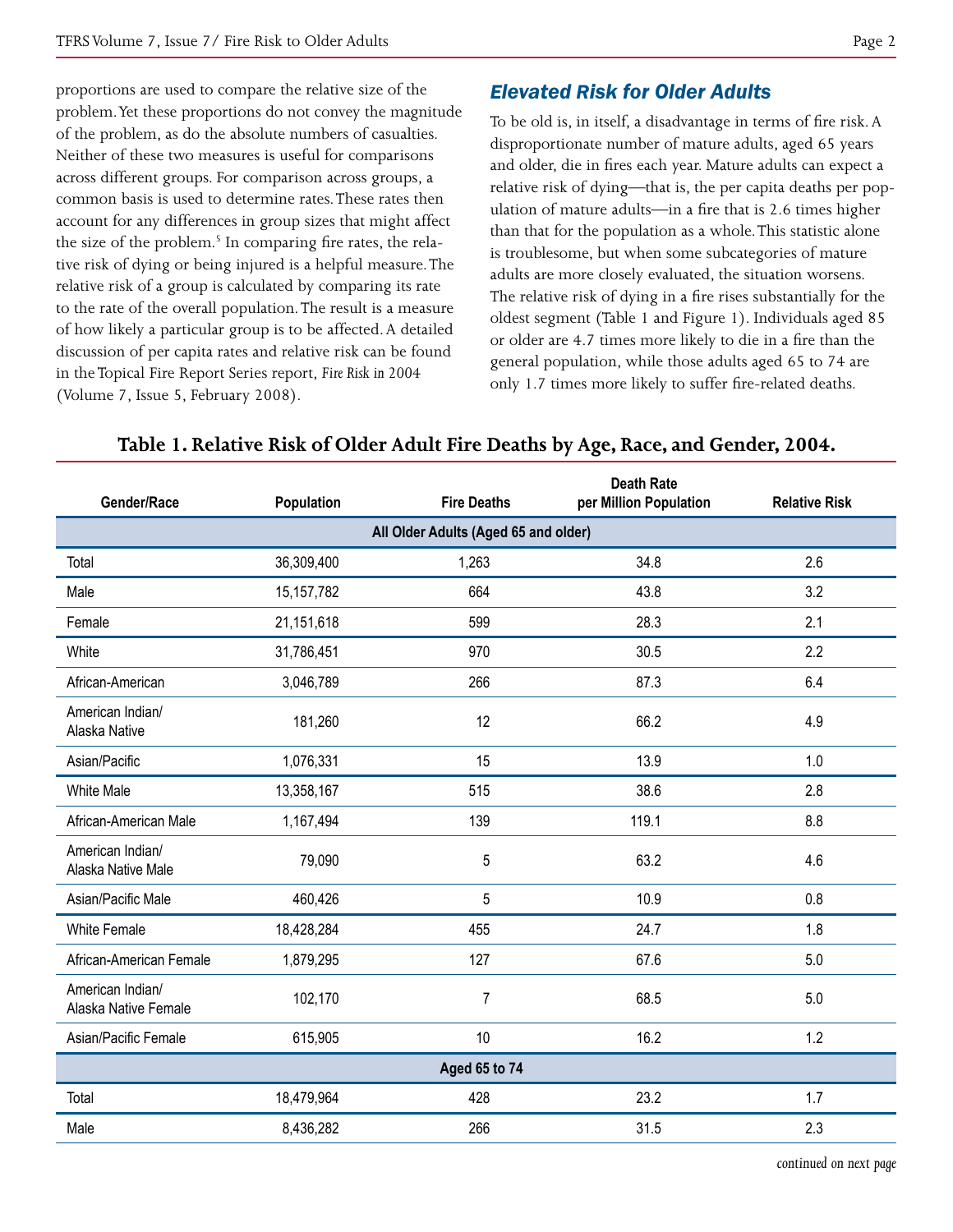proportions are used to compare the relative size of the problem. Yet these proportions do not convey the magnitude of the problem, as do the absolute numbers of casualties. Neither of these two measures is useful for comparisons across different groups. For comparison across groups, a common basis is used to determine rates. These rates then account for any differences in group sizes that might affect the size of the problem.[5] In comparing fire rates, the relative risk of dying or being injured is a helpful measure. The relative risk of a group is calculated by comparing its rate to the rate of the overall population. The result is a measure of how likely a particular group is to be affected. A detailed discussion of per capita rates and relative risk can be found in the Topical Fire Report Series report, *Fire Risk in 2004* (Volume 7, Issue 5, February 2008).

## Elevated Risk for Older Adults

To be old is, in itself, a disadvantage in terms of fire risk. A disproportionate number of mature adults, aged 65 years and older, die in fires each year. Mature adults can expect a relative risk of dying—that is, the per capita deaths per population of mature adults—in a fire that is 2.6 times higher than that for the population as a whole. This statistic alone is troublesome, but when some subcategories of mature adults are more closely evaluated, the situation worsens. The relative risk of dying in a fire rises substantially for the oldest segment (Table 1 and Figure 1). Individuals aged 85 or older are 4.7 times more likely to die in a fire than the general population, while those adults aged 65 to 74 are only 1.7 times more likely to suffer fire-related deaths.

**Table 1. Relative Risk of Older Adult Fire Deaths by Age, Race, and Gender, 2004.**

| Gender/Race | Population | Fire Deaths | Death Rate per Million Population | Relative Risk |
|---|---|---|---|---|
| **All Older Adults (Aged 65 and older)** | | | | |
| Total | 36,309,400 | 1,263 | 34.8 | 2.6 |
| Male | 15,157,782 | 664 | 43.8 | 3.2 |
| Female | 21,151,618 | 599 | 28.3 | 2.1 |
| White | 31,786,451 | 970 | 30.5 | 2.2 |
| African-American | 3,046,789 | 266 | 87.3 | 6.4 |
| American Indian/ Alaska Native | 181,260 | 12 | 66.2 | 4.9 |
| Asian/Pacific | 1,076,331 | 15 | 13.9 | 1.0 |
| White Male | 13,358,167 | 515 | 38.6 | 2.8 |
| African-American Male | 1,167,494 | 139 | 119.1 | 8.8 |
| American Indian/ Alaska Native Male | 79,090 | 5 | 63.2 | 4.6 |
| Asian/Pacific Male | 460,426 | 5 | 10.9 | 0.8 |
| White Female | 18,428,284 | 455 | 24.7 | 1.8 |
| African-American Female | 1,879,295 | 127 | 67.6 | 5.0 |
| American Indian/ Alaska Native Female | 102,170 | 7 | 68.5 | 5.0 |
| Asian/Pacific Female | 615,905 | 10 | 16.2 | 1.2 |
| **Aged 65 to 74** | | | | |
| Total | 18,479,964 | 428 | 23.2 | 1.7 |
| Male | 8,436,282 | 266 | 31.5 | 2.3 |

*continued on next page*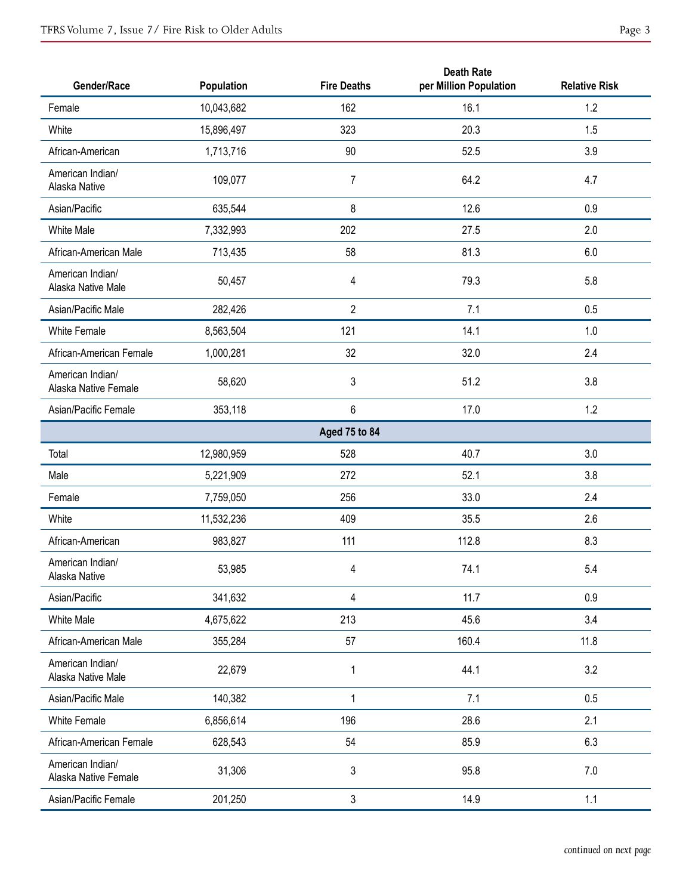| Gender/Race | Population | Fire Deaths | Death Rate per Million Population | Relative Risk |
|---|---|---|---|---|
| Female | 10,043,682 | 162 | 16.1 | 1.2 |
| White | 15,896,497 | 323 | 20.3 | 1.5 |
| African-American | 1,713,716 | 90 | 52.5 | 3.9 |
| American Indian/ Alaska Native | 109,077 | 7 | 64.2 | 4.7 |
| Asian/Pacific | 635,544 | 8 | 12.6 | 0.9 |
| White Male | 7,332,993 | 202 | 27.5 | 2.0 |
| African-American Male | 713,435 | 58 | 81.3 | 6.0 |
| American Indian/ Alaska Native Male | 50,457 | 4 | 79.3 | 5.8 |
| Asian/Pacific Male | 282,426 | 2 | 7.1 | 0.5 |
| White Female | 8,563,504 | 121 | 14.1 | 1.0 |
| African-American Female | 1,000,281 | 32 | 32.0 | 2.4 |
| American Indian/ Alaska Native Female | 58,620 | 3 | 51.2 | 3.8 |
| Asian/Pacific Female | 353,118 | 6 | 17.0 | 1.2 |
| **Aged 75 to 84** | | | | |
| Total | 12,980,959 | 528 | 40.7 | 3.0 |
| Male | 5,221,909 | 272 | 52.1 | 3.8 |
| Female | 7,759,050 | 256 | 33.0 | 2.4 |
| White | 11,532,236 | 409 | 35.5 | 2.6 |
| African-American | 983,827 | 111 | 112.8 | 8.3 |
| American Indian/ Alaska Native | 53,985 | 4 | 74.1 | 5.4 |
| Asian/Pacific | 341,632 | 4 | 11.7 | 0.9 |
| White Male | 4,675,622 | 213 | 45.6 | 3.4 |
| African-American Male | 355,284 | 57 | 160.4 | 11.8 |
| American Indian/ Alaska Native Male | 22,679 | 1 | 44.1 | 3.2 |
| Asian/Pacific Male | 140,382 | 1 | 7.1 | 0.5 |
| White Female | 6,856,614 | 196 | 28.6 | 2.1 |
| African-American Female | 628,543 | 54 | 85.9 | 6.3 |
| American Indian/ Alaska Native Female | 31,306 | 3 | 95.8 | 7.0 |
| Asian/Pacific Female | 201,250 | 3 | 14.9 | 1.1 |

*continued on next page*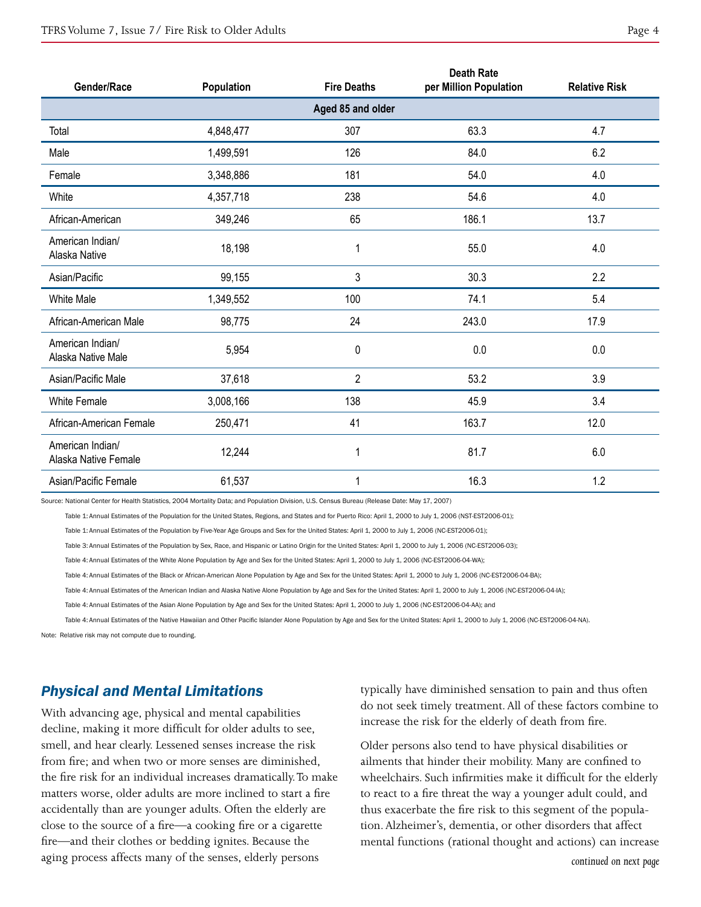| Gender/Race | Population | Fire Deaths | Death Rate per Million Population | Relative Risk |
| --- | --- | --- | --- | --- |
| **Aged 85 and older** | | | | |
| Total | 4,848,477 | 307 | 63.3 | 4.7 |
| Male | 1,499,591 | 126 | 84.0 | 6.2 |
| Female | 3,348,886 | 181 | 54.0 | 4.0 |
| White | 4,357,718 | 238 | 54.6 | 4.0 |
| African-American | 349,246 | 65 | 186.1 | 13.7 |
| American Indian/ Alaska Native | 18,198 | 1 | 55.0 | 4.0 |
| Asian/Pacific | 99,155 | 3 | 30.3 | 2.2 |
| White Male | 1,349,552 | 100 | 74.1 | 5.4 |
| African-American Male | 98,775 | 24 | 243.0 | 17.9 |
| American Indian/ Alaska Native Male | 5,954 | 0 | 0.0 | 0.0 |
| Asian/Pacific Male | 37,618 | 2 | 53.2 | 3.9 |
| White Female | 3,008,166 | 138 | 45.9 | 3.4 |
| African-American Female | 250,471 | 41 | 163.7 | 12.0 |
| American Indian/ Alaska Native Female | 12,244 | 1 | 81.7 | 6.0 |
| Asian/Pacific Female | 61,537 | 1 | 16.3 | 1.2 |

Source: National Center for Health Statistics, 2004 Mortality Data; and Population Division, U.S. Census Bureau (Release Date: May 17, 2007)

Table 1: Annual Estimates of the Population for the United States, Regions, and States and for Puerto Rico: April 1, 2000 to July 1, 2006 (NST-EST2006-01);

Table 1: Annual Estimates of the Population by Five-Year Age Groups and Sex for the United States: April 1, 2000 to July 1, 2006 (NC-EST2006-01);

Table 3: Annual Estimates of the Population by Sex, Race, and Hispanic or Latino Origin for the United States: April 1, 2000 to July 1, 2006 (NC-EST2006-03);

Table 4: Annual Estimates of the White Alone Population by Age and Sex for the United States: April 1, 2000 to July 1, 2006 (NC-EST2006-04-WA);

Table 4: Annual Estimates of the Black or African-American Alone Population by Age and Sex for the United States: April 1, 2000 to July 1, 2006 (NC-EST2006-04-BA);

Table 4: Annual Estimates of the American Indian and Alaska Native Alone Population by Age and Sex for the United States: April 1, 2000 to July 1, 2006 (NC-EST2006-04-IA);

Table 4: Annual Estimates of the Asian Alone Population by Age and Sex for the United States: April 1, 2000 to July 1, 2006 (NC-EST2006-04-AA); and

Table 4: Annual Estimates of the Native Hawaiian and Other Pacific Islander Alone Population by Age and Sex for the United States: April 1, 2000 to July 1, 2006 (NC-EST2006-04-NA).

Note: Relative risk may not compute due to rounding.

## *Physical and Mental Limitations*

With advancing age, physical and mental capabilities decline, making it more difficult for older adults to see, smell, and hear clearly. Lessened senses increase the risk from fire; and when two or more senses are diminished, the fire risk for an individual increases dramatically. To make matters worse, older adults are more inclined to start a fire accidentally than are younger adults. Often the elderly are close to the source of a fire—a cooking fire or a cigarette fire—and their clothes or bedding ignites. Because the aging process affects many of the senses, elderly persons typically have diminished sensation to pain and thus often do not seek timely treatment. All of these factors combine to increase the risk for the elderly of death from fire.

Older persons also tend to have physical disabilities or ailments that hinder their mobility. Many are confined to wheelchairs. Such infirmities make it difficult for the elderly to react to a fire threat the way a younger adult could, and thus exacerbate the fire risk to this segment of the population. Alzheimer's, dementia, or other disorders that affect mental functions (rational thought and actions) can increase

*continued on next page*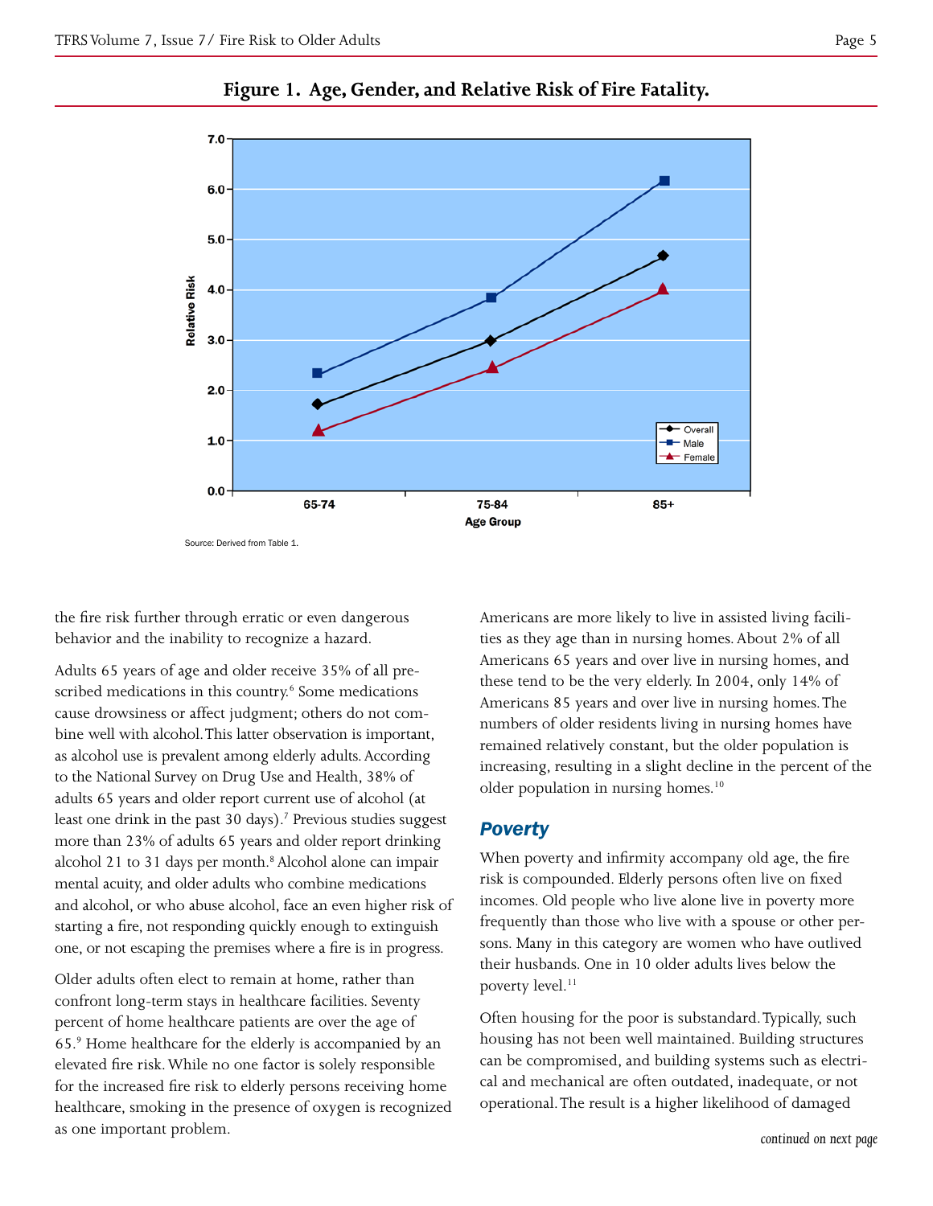**Figure 1. Age, Gender, and Relative Risk of Fire Fatality.**

Source: Derived from Table 1.

the fire risk further through erratic or even dangerous behavior and the inability to recognize a hazard.

Adults 65 years of age and older receive 35% of all prescribed medications in this country.[6] Some medications cause drowsiness or affect judgment; others do not combine well with alcohol. This latter observation is important, as alcohol use is prevalent among elderly adults. According to the National Survey on Drug Use and Health, 38% of adults 65 years and older report current use of alcohol (at least one drink in the past 30 days).[7] Previous studies suggest more than 23% of adults 65 years and older report drinking alcohol 21 to 31 days per month.[8] Alcohol alone can impair mental acuity, and older adults who combine medications and alcohol, or who abuse alcohol, face an even higher risk of starting a fire, not responding quickly enough to extinguish one, or not escaping the premises where a fire is in progress.

Older adults often elect to remain at home, rather than confront long-term stays in healthcare facilities. Seventy percent of home healthcare patients are over the age of 65.[9] Home healthcare for the elderly is accompanied by an elevated fire risk. While no one factor is solely responsible for the increased fire risk to elderly persons receiving home healthcare, smoking in the presence of oxygen is recognized as one important problem.

Americans are more likely to live in assisted living facilities as they age than in nursing homes. About 2% of all Americans 65 years and over live in nursing homes, and these tend to be the very elderly. In 2004, only 14% of Americans 85 years and over live in nursing homes. The numbers of older residents living in nursing homes have remained relatively constant, but the older population is increasing, resulting in a slight decline in the percent of the older population in nursing homes.[10]

## Poverty

When poverty and infirmity accompany old age, the fire risk is compounded. Elderly persons often live on fixed incomes. Old people who live alone live in poverty more frequently than those who live with a spouse or other persons. Many in this category are women who have outlived their husbands. One in 10 older adults lives below the poverty level.[11]

Often housing for the poor is substandard. Typically, such housing has not been well maintained. Building structures can be compromised, and building systems such as electrical and mechanical are often outdated, inadequate, or not operational. The result is a higher likelihood of damaged

*continued on next page*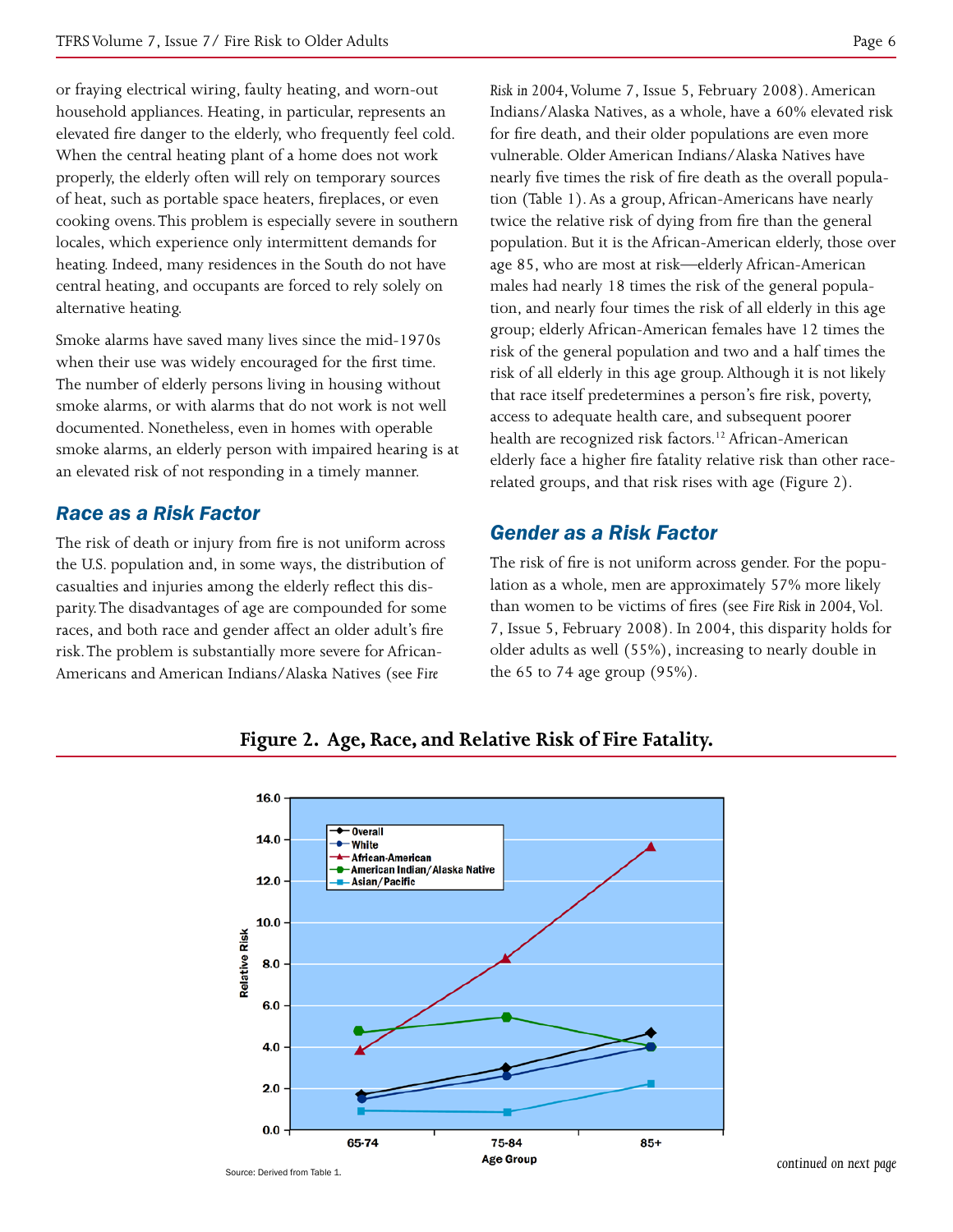or fraying electrical wiring, faulty heating, and worn-out household appliances. Heating, in particular, represents an elevated fire danger to the elderly, who frequently feel cold. When the central heating plant of a home does not work properly, the elderly often will rely on temporary sources of heat, such as portable space heaters, fireplaces, or even cooking ovens. This problem is especially severe in southern locales, which experience only intermittent demands for heating. Indeed, many residences in the South do not have central heating, and occupants are forced to rely solely on alternative heating.

Smoke alarms have saved many lives since the mid-1970s when their use was widely encouraged for the first time. The number of elderly persons living in housing without smoke alarms, or with alarms that do not work is not well documented. Nonetheless, even in homes with operable smoke alarms, an elderly person with impaired hearing is at an elevated risk of not responding in a timely manner.

## *Race as a Risk Factor*

The risk of death or injury from fire is not uniform across the U.S. population and, in some ways, the distribution of casualties and injuries among the elderly reflect this disparity. The disadvantages of age are compounded for some races, and both race and gender affect an older adult's fire risk. The problem is substantially more severe for African-Americans and American Indians/Alaska Natives (see *Fire Risk in 2004*, Volume 7, Issue 5, February 2008). American Indians/Alaska Natives, as a whole, have a 60% elevated risk for fire death, and their older populations are even more vulnerable. Older American Indians/Alaska Natives have nearly five times the risk of fire death as the overall population (Table 1). As a group, African-Americans have nearly twice the relative risk of dying from fire than the general population. But it is the African-American elderly, those over age 85, who are most at risk—elderly African-American males had nearly 18 times the risk of the general population, and nearly four times the risk of all elderly in this age group; elderly African-American females have 12 times the risk of the general population and two and a half times the risk of all elderly in this age group. Although it is not likely that race itself predetermines a person's fire risk, poverty, access to adequate health care, and subsequent poorer health are recognized risk factors.[12] African-American elderly face a higher fire fatality relative risk than other race-related groups, and that risk rises with age (Figure 2).

## *Gender as a Risk Factor*

The risk of fire is not uniform across gender. For the population as a whole, men are approximately 57% more likely than women to be victims of fires (see *Fire Risk in 2004*, Vol. 7, Issue 5, February 2008). In 2004, this disparity holds for older adults as well (55%), increasing to nearly double in the 65 to 74 age group (95%).

**Figure 2. Age, Race, and Relative Risk of Fire Fatality.**

Source: Derived from Table 1.

*continued on next page*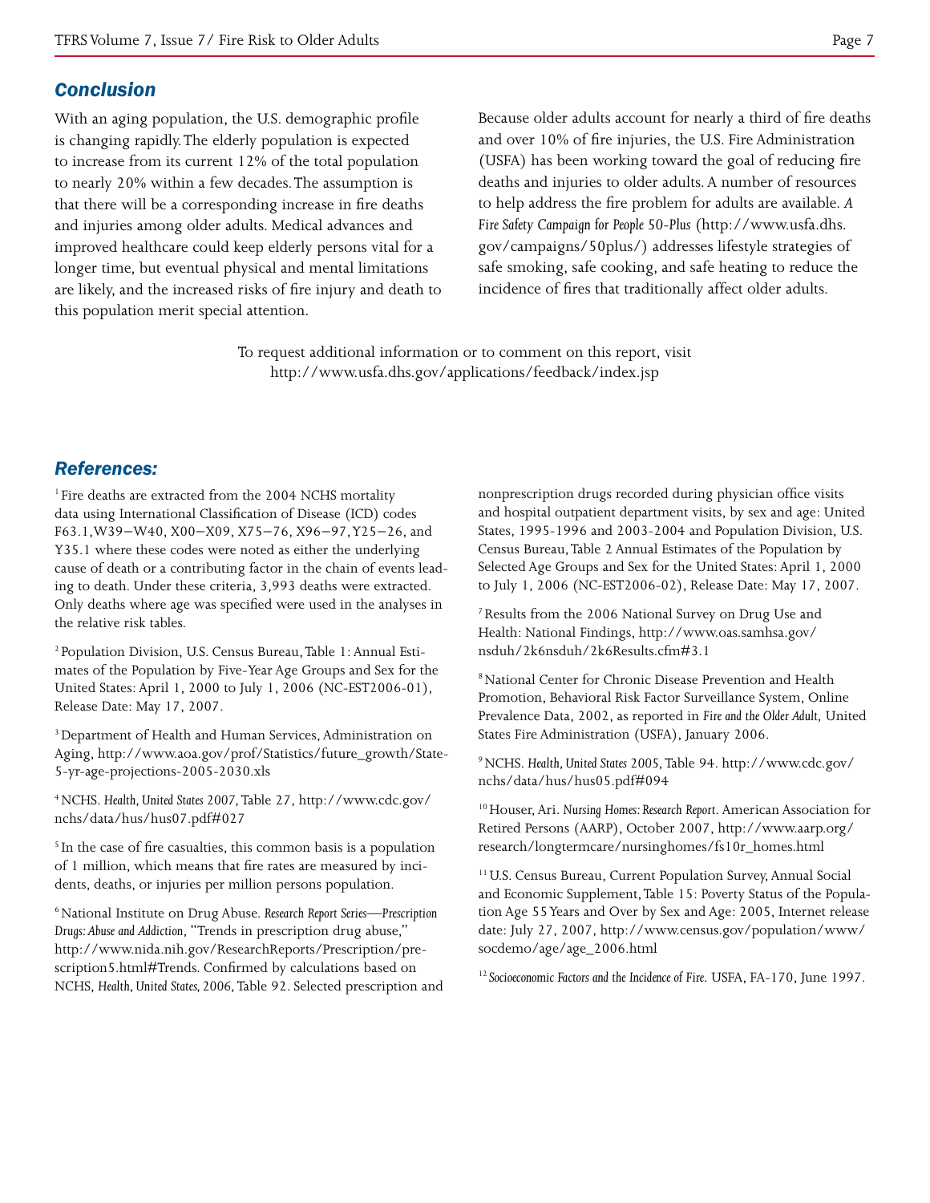## *Conclusion*

With an aging population, the U.S. demographic profile is changing rapidly. The elderly population is expected to increase from its current 12% of the total population to nearly 20% within a few decades. The assumption is that there will be a corresponding increase in fire deaths and injuries among older adults. Medical advances and improved healthcare could keep elderly persons vital for a longer time, but eventual physical and mental limitations are likely, and the increased risks of fire injury and death to this population merit special attention.

Because older adults account for nearly a third of fire deaths and over 10% of fire injuries, the U.S. Fire Administration (USFA) has been working toward the goal of reducing fire deaths and injuries to older adults. A number of resources to help address the fire problem for adults are available. *A Fire Safety Campaign for People 50-Plus* (http://www.usfa.dhs.gov/campaigns/50plus/) addresses lifestyle strategies of safe smoking, safe cooking, and safe heating to reduce the incidence of fires that traditionally affect older adults.

To request additional information or to comment on this report, visit http://www.usfa.dhs.gov/applications/feedback/index.jsp

## *References:*

[1] Fire deaths are extracted from the 2004 NCHS mortality data using International Classification of Disease (ICD) codes F63.1, W39–W40, X00–X09, X75–76, X96–97, Y25–26, and Y35.1 where these codes were noted as either the underlying cause of death or a contributing factor in the chain of events leading to death. Under these criteria, 3,993 deaths were extracted. Only deaths where age was specified were used in the analyses in the relative risk tables.

[2] Population Division, U.S. Census Bureau, Table 1: Annual Estimates of the Population by Five-Year Age Groups and Sex for the United States: April 1, 2000 to July 1, 2006 (NC-EST2006-01), Release Date: May 17, 2007.

[3] Department of Health and Human Services, Administration on Aging, http://www.aoa.gov/prof/Statistics/future_growth/State-5-yr-age-projections-2005-2030.xls

[4] NCHS. *Health, United States* 2007, Table 27, http://www.cdc.gov/nchs/data/hus/hus07.pdf#027

[5] In the case of fire casualties, this common basis is a population of 1 million, which means that fire rates are measured by incidents, deaths, or injuries per million persons population.

[6] National Institute on Drug Abuse. *Research Report Series—Prescription Drugs: Abuse and Addiction*, "Trends in prescription drug abuse," http://www.nida.nih.gov/ResearchReports/Prescription/prescription5.html#Trends. Confirmed by calculations based on NCHS, *Health, United States,* 2006, Table 92. Selected prescription and nonprescription drugs recorded during physician office visits and hospital outpatient department visits, by sex and age: United States, 1995-1996 and 2003-2004 and Population Division, U.S. Census Bureau, Table 2 Annual Estimates of the Population by Selected Age Groups and Sex for the United States: April 1, 2000 to July 1, 2006 (NC-EST2006-02), Release Date: May 17, 2007.

[7] Results from the 2006 National Survey on Drug Use and Health: National Findings, http://www.oas.samhsa.gov/nsduh/2k6nsduh/2k6Results.cfm#3.1

[8] National Center for Chronic Disease Prevention and Health Promotion, Behavioral Risk Factor Surveillance System, Online Prevalence Data, 2002, as reported in *Fire and the Older Adult,* United States Fire Administration (USFA), January 2006.

[9] NCHS. *Health, United States* 2005, Table 94. http://www.cdc.gov/nchs/data/hus/hus05.pdf#094

[10] Houser, Ari. *Nursing Homes: Research Report*. American Association for Retired Persons (AARP), October 2007, http://www.aarp.org/research/longtermcare/nursinghomes/fs10r_homes.html

[11] U.S. Census Bureau, Current Population Survey, Annual Social and Economic Supplement, Table 15: Poverty Status of the Population Age 55 Years and Over by Sex and Age: 2005, Internet release date: July 27, 2007, http://www.census.gov/population/www/socdemo/age/age_2006.html

[12] *Socioeconomic Factors and the Incidence of Fire.* USFA, FA-170, June 1997.